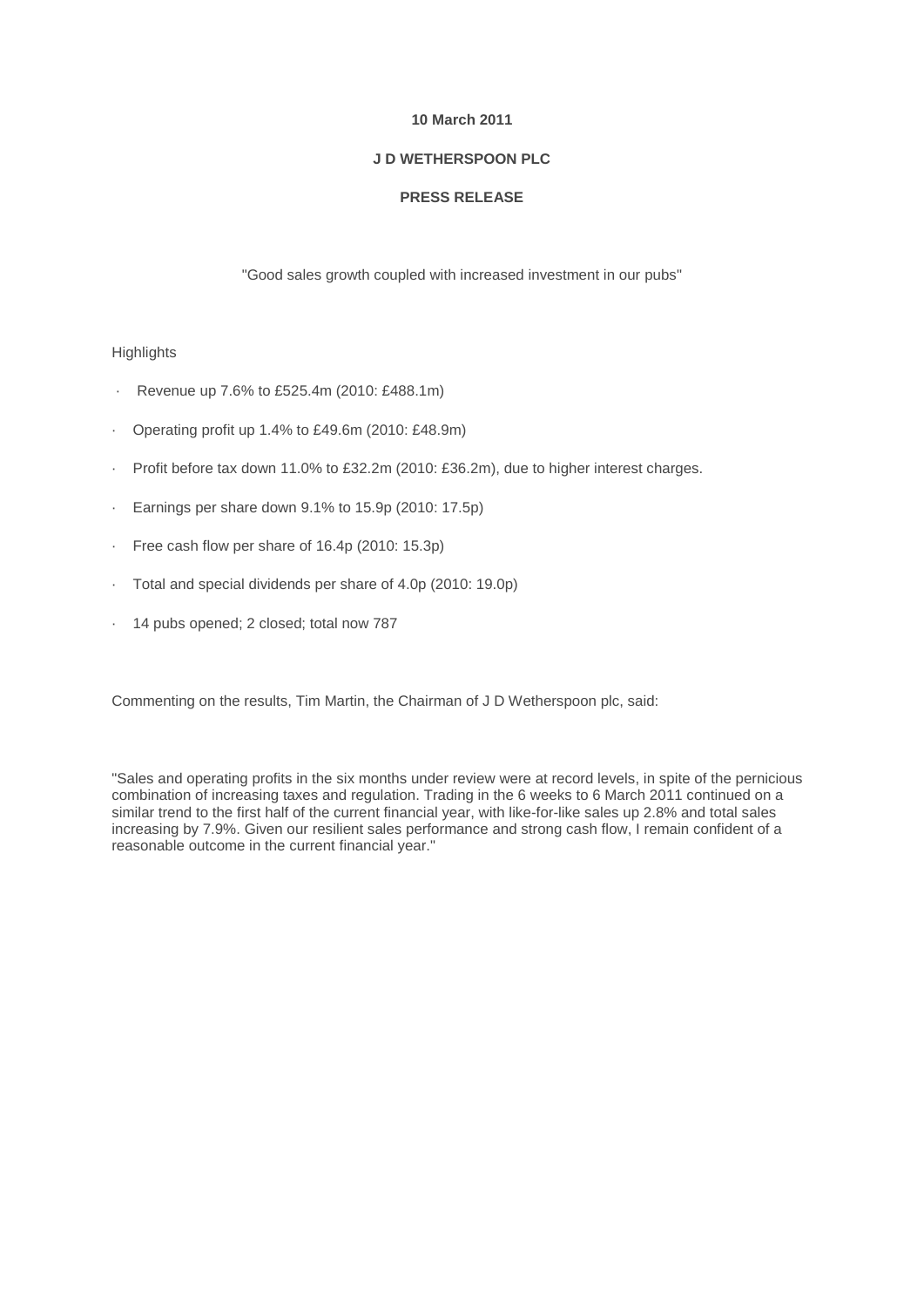**10 March 2011**

**J D WETHERSPOON PLC**

**PRESS RELEASE**

"Good sales growth coupled with increased investment in our pubs"

Highlights

- Revenue up 7.6% to £525.4m (2010: £488.1m)
- Operating profit up 1.4% to £49.6m (2010: £48.9m)
- Profit before tax down 11.0% to £32.2m (2010: £36.2m), due to higher interest charges.
- Earnings per share down 9.1% to 15.9p (2010: 17.5p)
- Free cash flow per share of 16.4p (2010: 15.3p)
- Total and special dividends per share of 4.0p (2010: 19.0p)
- 14 pubs opened; 2 closed; total now 787

Commenting on the results, Tim Martin, the Chairman of J D Wetherspoon plc, said:

"Sales and operating profits in the six months under review were at record levels, in spite of the pernicious combination of increasing taxes and regulation. Trading in the 6 weeks to 6 March 2011 continued on a similar trend to the first half of the current financial year, with like-for-like sales up 2.8% and total sales increasing by 7.9%. Given our resilient sales performance and strong cash flow, I remain confident of a reasonable outcome in the current financial year."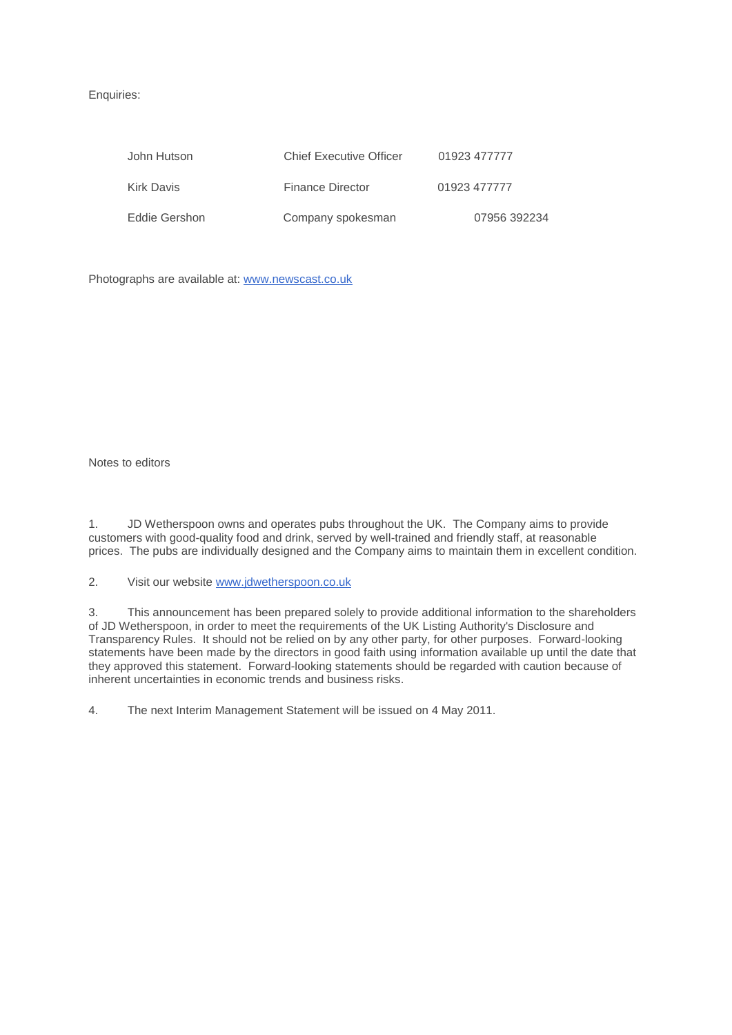Enquiries:

| | | |
|---|---|---|
| John Hutson | Chief Executive Officer | 01923 477777 |
| Kirk Davis | Finance Director | 01923 477777 |
| Eddie Gershon | Company spokesman | 07956 392234 |

Photographs are available at: www.newscast.co.uk

Notes to editors

1. JD Wetherspoon owns and operates pubs throughout the UK. The Company aims to provide customers with good-quality food and drink, served by well-trained and friendly staff, at reasonable prices. The pubs are individually designed and the Company aims to maintain them in excellent condition.

2. Visit our website www.jdwetherspoon.co.uk

3. This announcement has been prepared solely to provide additional information to the shareholders of JD Wetherspoon, in order to meet the requirements of the UK Listing Authority's Disclosure and Transparency Rules. It should not be relied on by any other party, for other purposes. Forward-looking statements have been made by the directors in good faith using information available up until the date that they approved this statement. Forward-looking statements should be regarded with caution because of inherent uncertainties in economic trends and business risks.

4. The next Interim Management Statement will be issued on 4 May 2011.